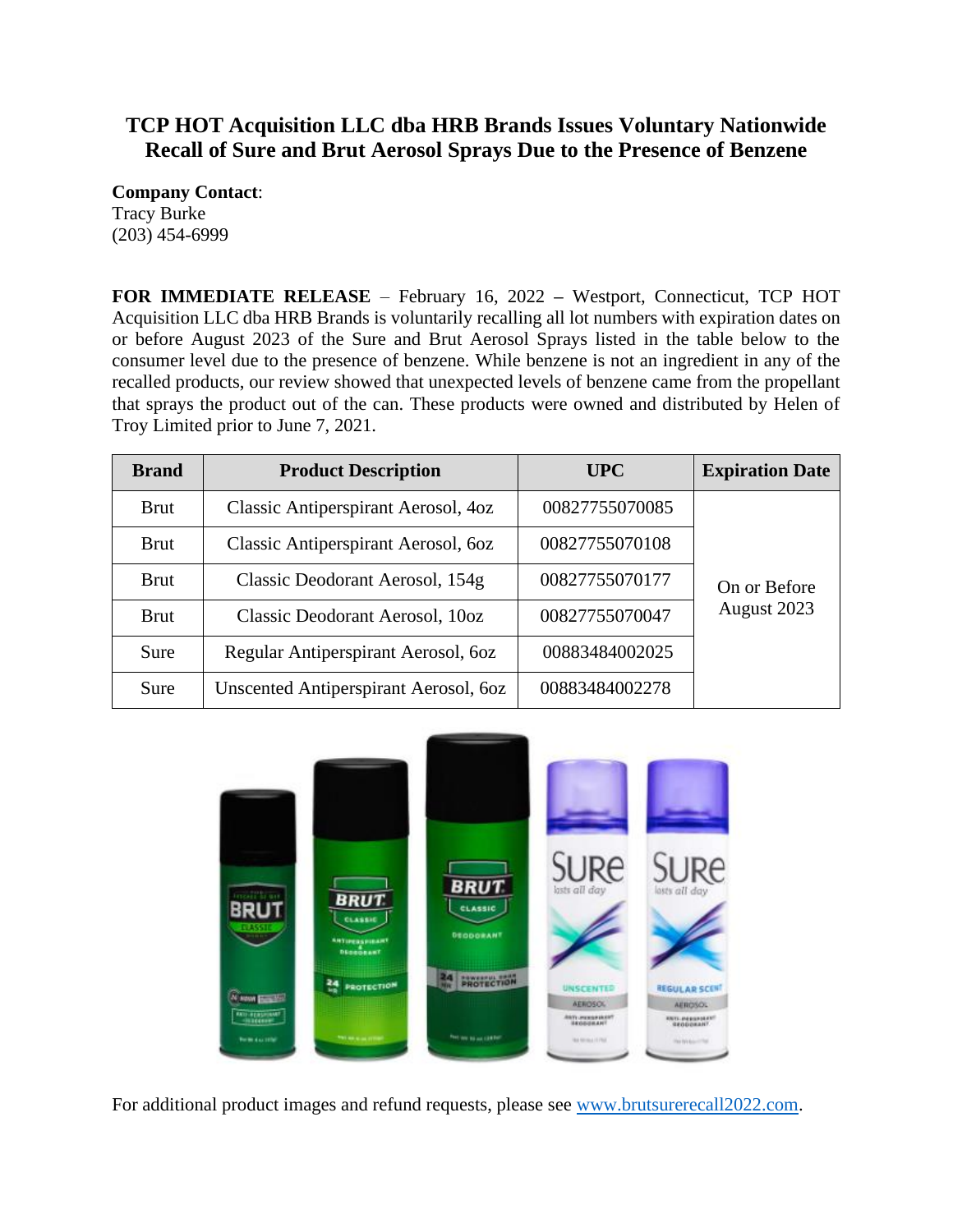# TCP HOT Acquisition LLC dba HRB Brands Issues Voluntary Nationwide Recall of Sure and Brut Aerosol Sprays Due to the Presence of Benzene

**Company Contact**:
Tracy Burke
(203) 454-6999

**FOR IMMEDIATE RELEASE** – February 16, 2022 – Westport, Connecticut, TCP HOT Acquisition LLC dba HRB Brands is voluntarily recalling all lot numbers with expiration dates on or before August 2023 of the Sure and Brut Aerosol Sprays listed in the table below to the consumer level due to the presence of benzene. While benzene is not an ingredient in any of the recalled products, our review showed that unexpected levels of benzene came from the propellant that sprays the product out of the can. These products were owned and distributed by Helen of Troy Limited prior to June 7, 2021.

| Brand | Product Description | UPC | Expiration Date |
|---|---|---|---|
| Brut | Classic Antiperspirant Aerosol, 4oz | 00827755070085 | On or Before August 2023 |
| Brut | Classic Antiperspirant Aerosol, 6oz | 00827755070108 | |
| Brut | Classic Deodorant Aerosol, 154g | 00827755070177 | |
| Brut | Classic Deodorant Aerosol, 10oz | 00827755070047 | |
| Sure | Regular Antiperspirant Aerosol, 6oz | 00883484002025 | |
| Sure | Unscented Antiperspirant Aerosol, 6oz | 00883484002278 | |

For additional product images and refund requests, please see www.brutsurerecall2022.com.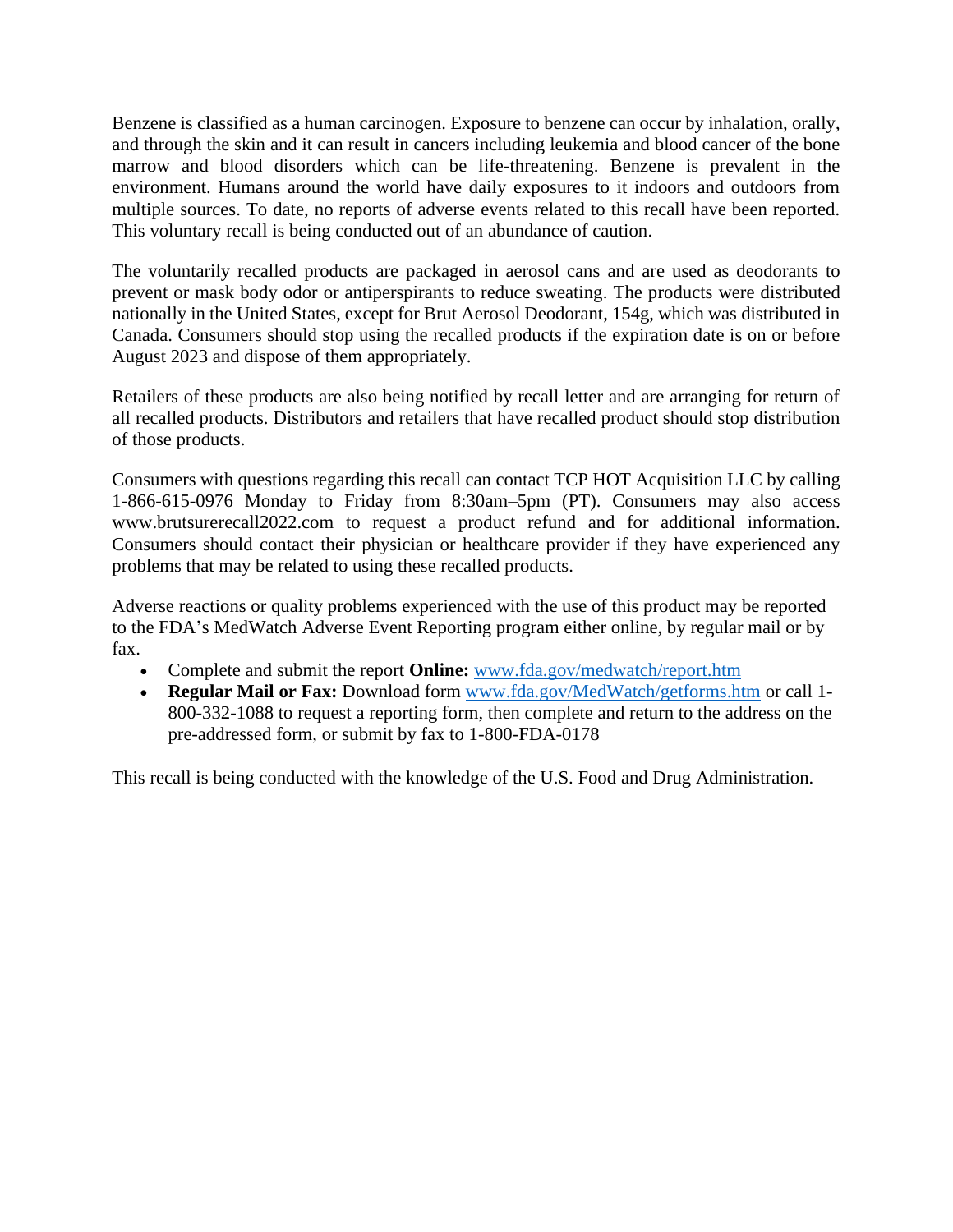Benzene is classified as a human carcinogen. Exposure to benzene can occur by inhalation, orally, and through the skin and it can result in cancers including leukemia and blood cancer of the bone marrow and blood disorders which can be life-threatening. Benzene is prevalent in the environment. Humans around the world have daily exposures to it indoors and outdoors from multiple sources. To date, no reports of adverse events related to this recall have been reported. This voluntary recall is being conducted out of an abundance of caution.

The voluntarily recalled products are packaged in aerosol cans and are used as deodorants to prevent or mask body odor or antiperspirants to reduce sweating. The products were distributed nationally in the United States, except for Brut Aerosol Deodorant, 154g, which was distributed in Canada. Consumers should stop using the recalled products if the expiration date is on or before August 2023 and dispose of them appropriately.

Retailers of these products are also being notified by recall letter and are arranging for return of all recalled products. Distributors and retailers that have recalled product should stop distribution of those products.

Consumers with questions regarding this recall can contact TCP HOT Acquisition LLC by calling 1-866-615-0976 Monday to Friday from 8:30am–5pm (PT). Consumers may also access www.brutsurerecall2022.com to request a product refund and for additional information. Consumers should contact their physician or healthcare provider if they have experienced any problems that may be related to using these recalled products.

Adverse reactions or quality problems experienced with the use of this product may be reported to the FDA's MedWatch Adverse Event Reporting program either online, by regular mail or by fax.

- Complete and submit the report **Online:** www.fda.gov/medwatch/report.htm
- **Regular Mail or Fax:** Download form www.fda.gov/MedWatch/getforms.htm or call 1-800-332-1088 to request a reporting form, then complete and return to the address on the pre-addressed form, or submit by fax to 1-800-FDA-0178

This recall is being conducted with the knowledge of the U.S. Food and Drug Administration.